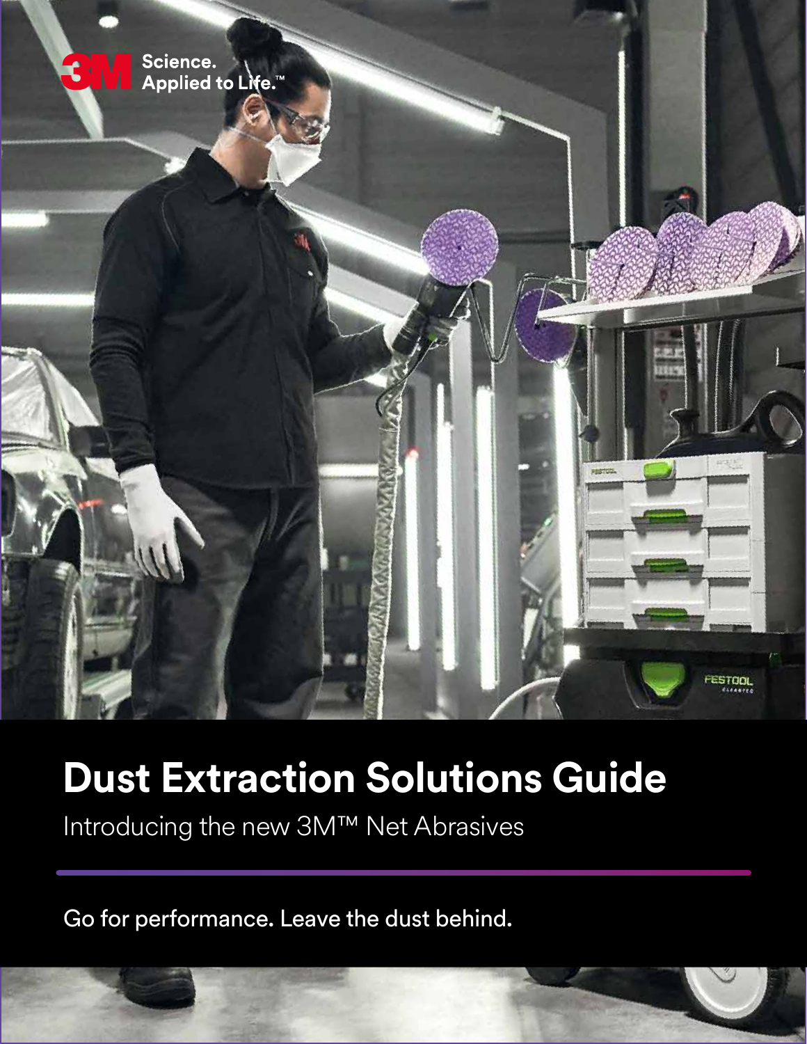3M Science. Applied to Life.™

# Dust Extraction Solutions Guide

Introducing the new 3M™ Net Abrasives

Go for performance. Leave the dust behind.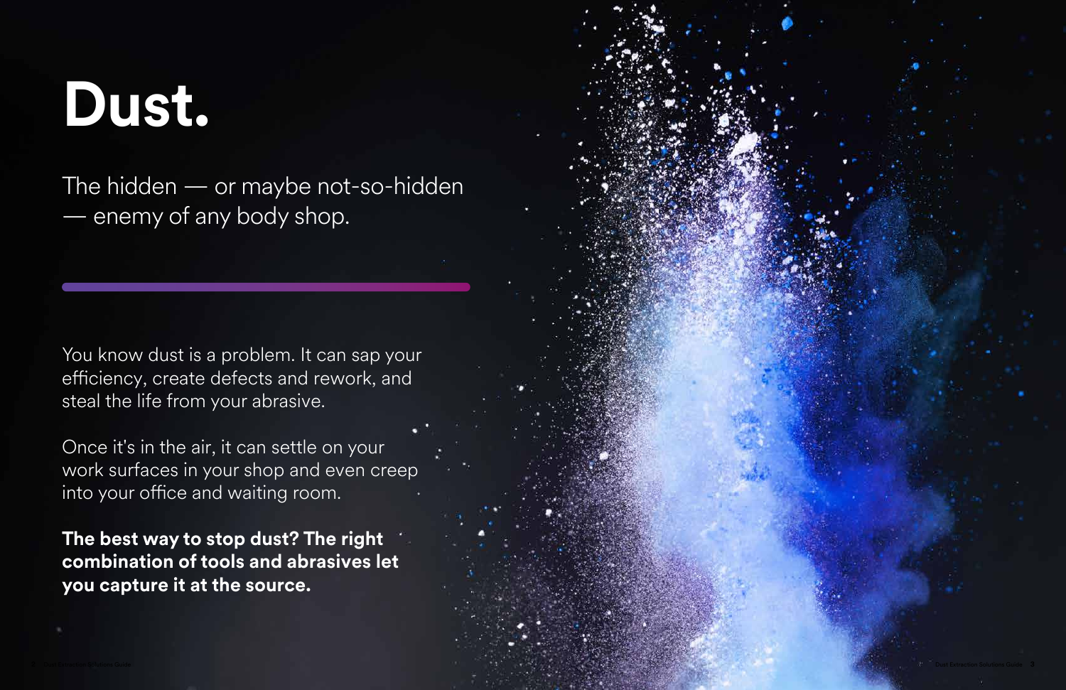# Dust.

The hidden — or maybe not-so-hidden — enemy of any body shop.

You know dust is a problem. It can sap your efficiency, create defects and rework, and steal the life from your abrasive.

Once it's in the air, it can settle on your work surfaces in your shop and even creep into your office and waiting room.

**The best way to stop dust? The right combination of tools and abrasives let you capture it at the source.**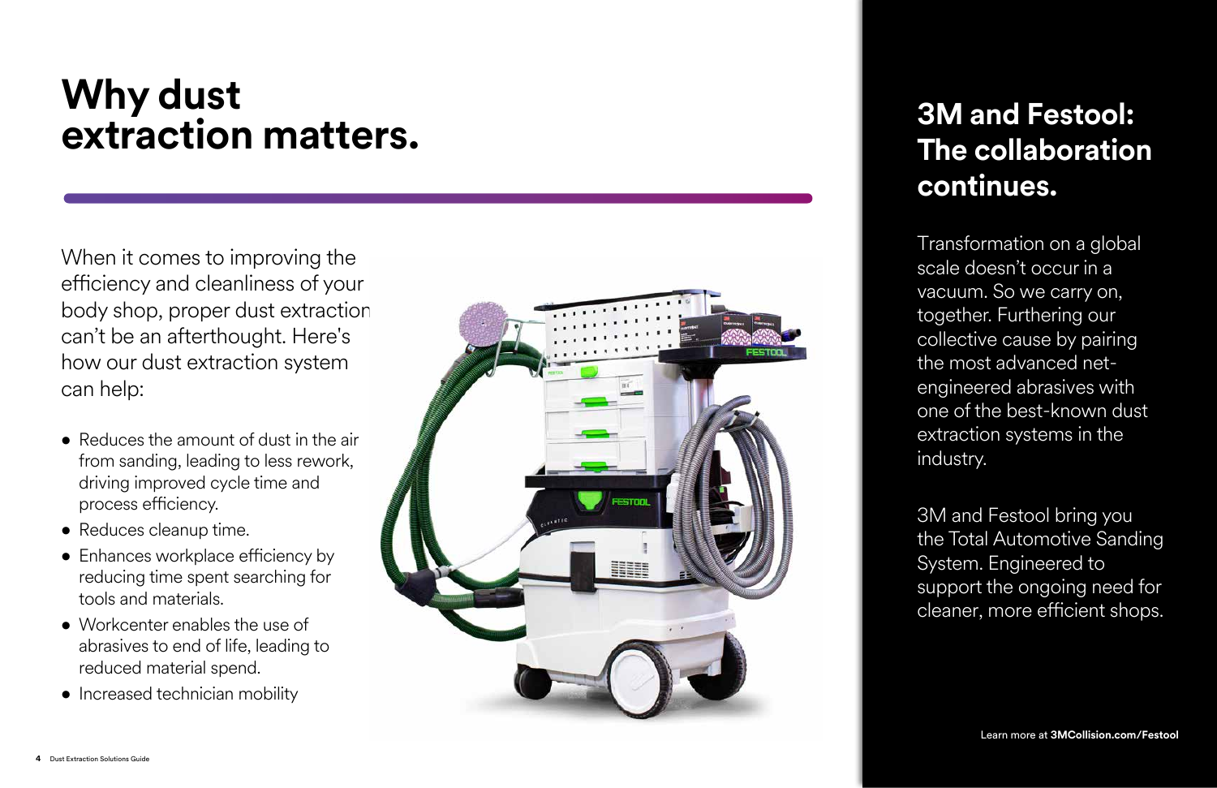# Why dust extraction matters.

When it comes to improving the efficiency and cleanliness of your body shop, proper dust extraction can't be an afterthought. Here's how our dust extraction system can help:

- Reduces the amount of dust in the air from sanding, leading to less rework, driving improved cycle time and process efficiency.
- Reduces cleanup time.
- Enhances workplace efficiency by reducing time spent searching for tools and materials.
- Workcenter enables the use of abrasives to end of life, leading to reduced material spend.
- Increased technician mobility

## 3M and Festool: The collaboration continues.

Transformation on a global scale doesn't occur in a vacuum. So we carry on, together. Furthering our collective cause by pairing the most advanced net-engineered abrasives with one of the best-known dust extraction systems in the industry.

3M and Festool bring you the Total Automotive Sanding System. Engineered to support the ongoing need for cleaner, more efficient shops.

Learn more at **3MCollision.com/Festool**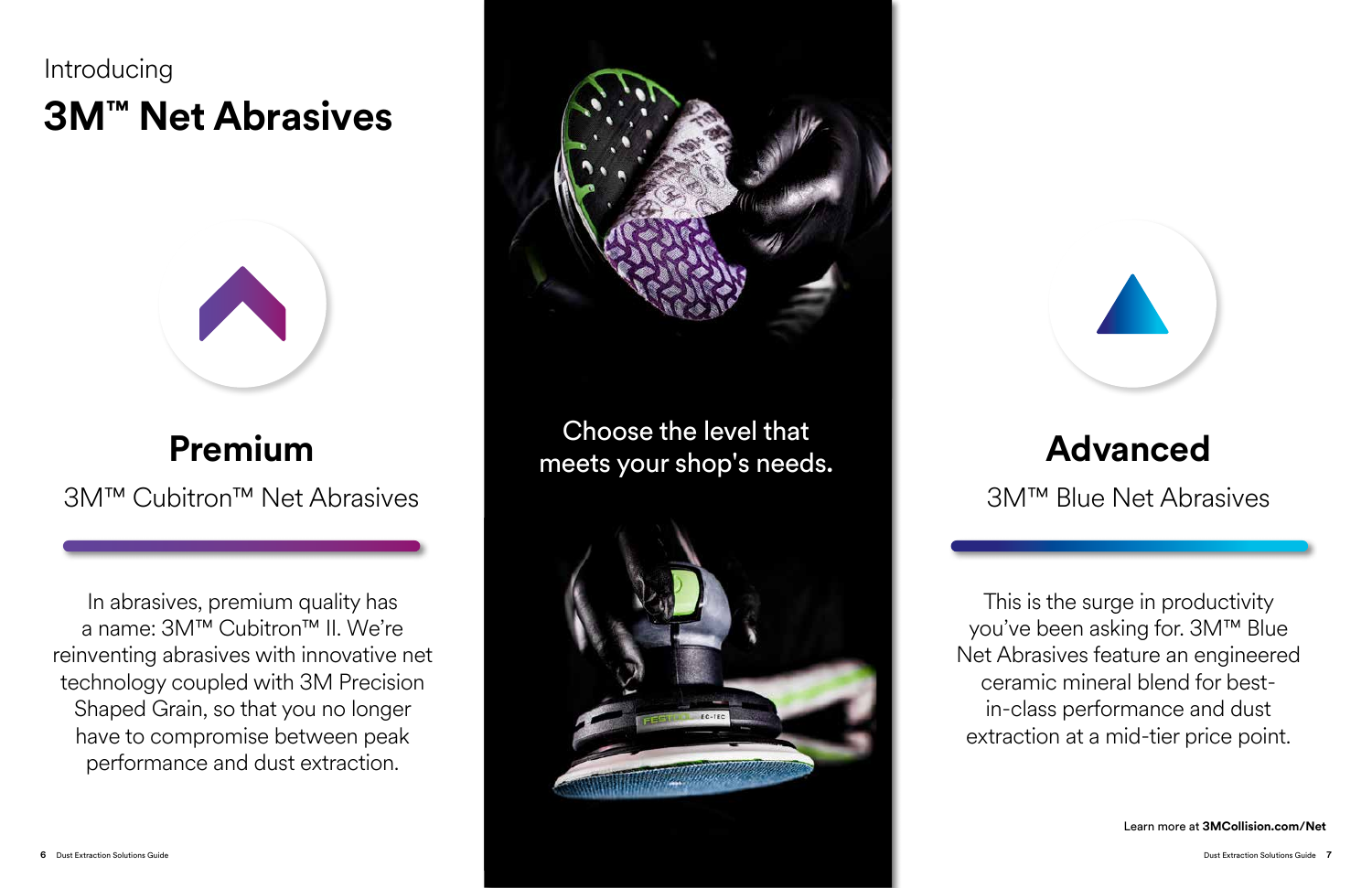Introducing

# 3M™ Net Abrasives

## Premium

3M™ Cubitron™ Net Abrasives

In abrasives, premium quality has a name: 3M™ Cubitron™ II. We're reinventing abrasives with innovative net technology coupled with 3M Precision Shaped Grain, so that you no longer have to compromise between peak performance and dust extraction.

Choose the level that meets your shop's needs.

## Advanced

3M™ Blue Net Abrasives

This is the surge in productivity you've been asking for. 3M™ Blue Net Abrasives feature an engineered ceramic mineral blend for best-in-class performance and dust extraction at a mid-tier price point.

Learn more at **3MCollision.com/Net**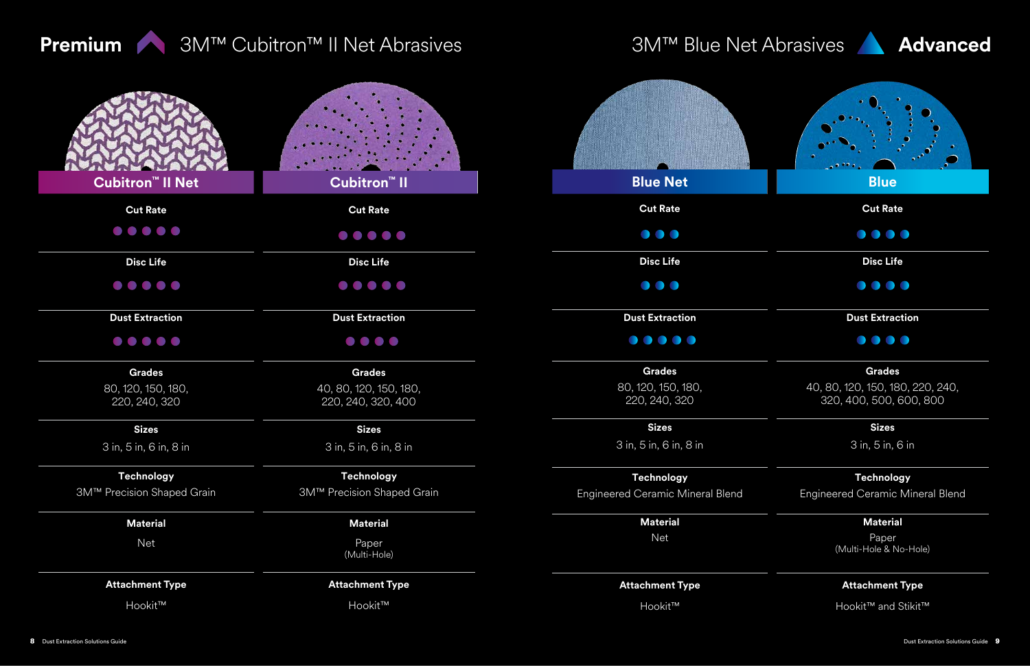## Premium — 3M™ Cubitron™ II Net Abrasives

## 3M™ Blue Net Abrasives — Advanced

| | Cubitron™ II Net | Cubitron™ II | Blue Net | Blue |
|---|---|---|---|---|
| **Cut Rate** | ●●●●● | ●●●●● | ●●● | ●●●● |
| **Disc Life** | ●●●●● | ●●●●● | ●●● | ●●●● |
| **Dust Extraction** | ●●●●● | ●●●● | ●●●●● | ●●●● |
| **Grades** | 80, 120, 150, 180, 220, 240, 320 | 40, 80, 120, 150, 180, 220, 240, 320, 400 | 80, 120, 150, 180, 220, 240, 320 | 40, 80, 120, 150, 180, 220, 240, 320, 400, 500, 600, 800 |
| **Sizes** | 3 in, 5 in, 6 in, 8 in | 3 in, 5 in, 6 in, 8 in | 3 in, 5 in, 6 in, 8 in | 3 in, 5 in, 6 in |
| **Technology** | 3M™ Precision Shaped Grain | 3M™ Precision Shaped Grain | Engineered Ceramic Mineral Blend | Engineered Ceramic Mineral Blend |
| **Material** | Net | Paper (Multi-Hole) | Net | Paper (Multi-Hole & No-Hole) |
| **Attachment Type** | Hookit™ | Hookit™ | Hookit™ | Hookit™ and Stikit™ |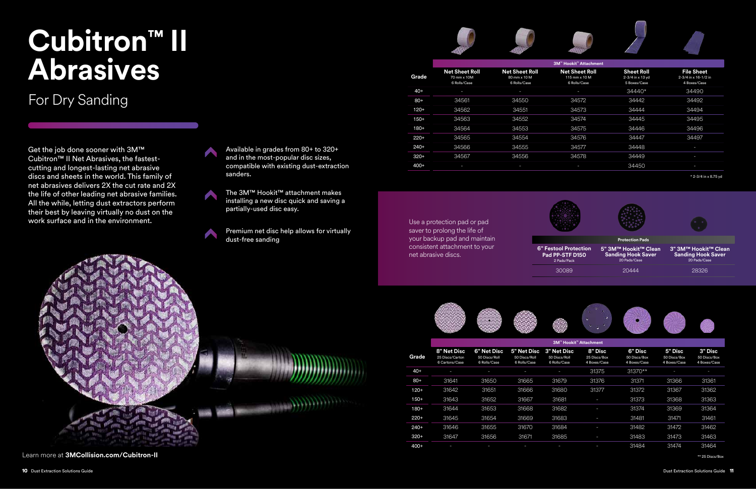# Cubitron™ II Abrasives

## For Dry Sanding

Get the job done sooner with 3M™ Cubitron™ II Net Abrasives, the fastest-cutting and longest-lasting net abrasive discs and sheets in the world. This family of net abrasives delivers 2X the cut rate and 2X the life of other leading net abrasive families. All the while, letting dust extractors perform their best by leaving virtually no dust on the work surface and in the environment.

- Available in grades from 80+ to 320+ and in the most-popular disc sizes, compatible with existing dust-extraction sanders.
- The 3M™ Hookit™ attachment makes installing a new disc quick and saving a partially-used disc easy.
- Premium net disc help allows for virtually dust-free sanding

Learn more at **3MCollision.com/Cubitron-II**

| Grade | 3M™ Hookit™ Attachment | | | | |
|---|---|---|---|---|---|
| | **Net Sheet Roll** 70 mm x 10M 6 Rolls/Case | **Net Sheet Roll** 80 mm x 10 M 6 Rolls/Case | **Net Sheet Roll** 115 mm x 10 M 6 Rolls/Case | **Sheet Roll** 2-3/4 in x 13 yd 5 Boxes/Case | **File Sheet** 2-3/4 in x 16-1/2 in 4 Boxes/Case |
| 40+ | - | - | - | 34440* | 34490 |
| 80+ | 34561 | 34550 | 34572 | 34442 | 34492 |
| 120+ | 34562 | 34551 | 34573 | 34444 | 34494 |
| 150+ | 34563 | 34552 | 34574 | 34445 | 34495 |
| 180+ | 34564 | 34553 | 34575 | 34446 | 34496 |
| 220+ | 34565 | 34554 | 34576 | 34447 | 34497 |
| 240+ | 34566 | 34555 | 34577 | 34448 | - |
| 320+ | 34567 | 34556 | 34578 | 34449 | - |
| 400+ | - | - | - | 34450 | - |

\* 2-3/4 in x 8.75 yd

Use a protection pad or pad saver to prolong the life of your backup pad and maintain consistent attachment to your net abrasive discs.

| Protection Pads | | |
|---|---|---|
| **6" Festool Protection Pad PP-STF D150** 2 Pads/Pack | **5" 3M™ Hookit™ Clean Sanding Hook Saver** 20 Pads/Case | **3" 3M™ Hookit™ Clean Sanding Hook Saver** 20 Pads/Case |
| 30089 | 20444 | 28326 |

| Grade | 3M™ Hookit™ Attachment | | | | | | | |
|---|---|---|---|---|---|---|---|---|
| | **8" Net Disc** 25 Discs/Carton 6 Cartons/Case | **6" Net Disc** 50 Discs/Roll 6 Rolls/Case | **5" Net Disc** 50 Discs/Roll 6 Rolls/Case | **3" Net Disc** 50 Discs/Roll 6 Rolls/Case | **8" Disc** 25 Discs/Box 4 Boxes/Case | **6" Disc** 50 Discs/Box 4 Boxes/Case | **5" Disc** 50 Discs/Box 4 Boxes/Case | **3" Disc** 50 Discs/Box 4 Boxes/Case |
| 40+ | - | - | - | - | 31375 | 31370** | - | - |
| 80+ | 31641 | 31650 | 31665 | 31679 | 31376 | 31371 | 31366 | 31361 |
| 120+ | 31642 | 31651 | 31666 | 31680 | 31377 | 31372 | 31367 | 31362 |
| 150+ | 31643 | 31652 | 31667 | 31681 | - | 31373 | 31368 | 31363 |
| 180+ | 31644 | 31653 | 31668 | 31682 | - | 31374 | 31369 | 31364 |
| 220+ | 31645 | 31654 | 31669 | 31683 | - | 31481 | 31471 | 31461 |
| 240+ | 31646 | 31655 | 31670 | 31684 | - | 31482 | 31472 | 31462 |
| 320+ | 31647 | 31656 | 31671 | 31685 | - | 31483 | 31473 | 31463 |
| 400+ | - | - | - | - | - | 31484 | 31474 | 31464 |

\*\* 25 Discs/Box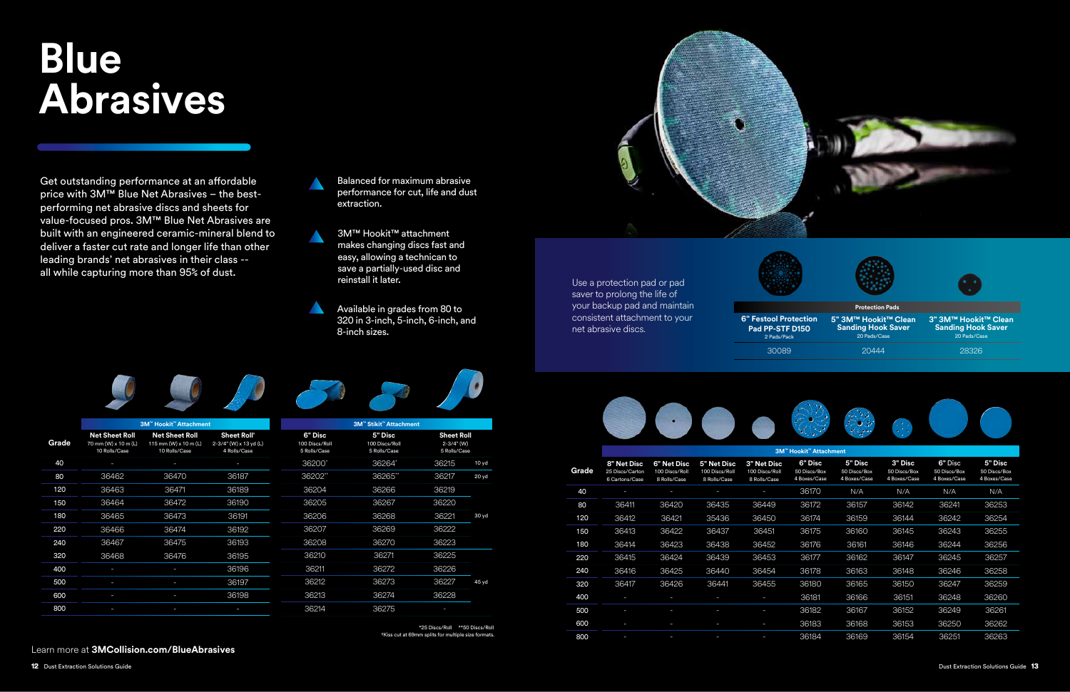# Blue Abrasives

Get outstanding performance at an affordable price with 3M™ Blue Net Abrasives – the best-performing net abrasive discs and sheets for value-focused pros. 3M™ Blue Net Abrasives are built with an engineered ceramic-mineral blend to deliver a faster cut rate and longer life than other leading brands' net abrasives in their class -- all while capturing more than 95% of dust.

- Balanced for maximum abrasive performance for cut, life and dust extraction.
- 3M™ Hookit™ attachment makes changing discs fast and easy, allowing a technican to save a partially-used disc and reinstall it later.
- Available in grades from 80 to 320 in 3-inch, 5-inch, 6-inch, and 8-inch sizes.

| Grade | 3M™ Hookit™ Attachment | | | 3M™ Stikit™ Attachment | | | |
|---|---|---|---|---|---|---|---|
| | Net Sheet Roll 70 mm (W) x 10 m (L) 10 Rolls/Case | Net Sheet Roll 115 mm (W) x 10 m (L) 10 Rolls/Case | Sheet Roll' 2-3/4" (W) x 13 yd (L) 4 Rolls/Case | 6" Disc 100 Discs/Roll 5 Rolls/Case | 5" Disc 100 Discs/Roll 5 Rolls/Case | Sheet Roll 2-3/4" (W) 5 Rolls/Case | |
| 40 | - | - | - | 36200* | 36264* | 36215 | 10 yd |
| 80 | 36462 | 36470 | 36187 | 36202** | 36265** | 36217 | 20 yd |
| 120 | 36463 | 36471 | 36189 | 36204 | 36266 | 36219 | |
| 150 | 36464 | 36472 | 36190 | 36205 | 36267 | 36220 | |
| 180 | 36465 | 36473 | 36191 | 36206 | 36268 | 36221 | 30 yd |
| 220 | 36466 | 36474 | 36192 | 36207 | 36269 | 36222 | |
| 240 | 36467 | 36475 | 36193 | 36208 | 36270 | 36223 | |
| 320 | 36468 | 36476 | 36195 | 36210 | 36271 | 36225 | |
| 400 | - | - | 36196 | 36211 | 36272 | 36226 | |
| 500 | - | - | 36197 | 36212 | 36273 | 36227 | 45 yd |
| 600 | - | - | 36198 | 36213 | 36274 | 36228 | |
| 800 | - | - | - | 36214 | 36275 | - | |

*25 Discs/Roll **50 Discs/Roll
'Kiss cut at 69mm splits for multiple size formats.

Learn more at **3MCollision.com/BlueAbrasives**

Use a protection pad or pad saver to prolong the life of your backup pad and maintain consistent attachment to your net abrasive discs.

| Protection Pads | | |
|---|---|---|
| 6" Festool Protection Pad PP-STF D150 2 Pads/Pack | 5" 3M™ Hookit™ Clean Sanding Hook Saver 20 Pads/Case | 3" 3M™ Hookit™ Clean Sanding Hook Saver 20 Pads/Case |
| 30089 | 20444 | 28326 |

| Grade | 3M™ Hookit™ Attachment | | | | | | | | |
|---|---|---|---|---|---|---|---|---|---|
| | 8" Net Disc 25 Discs/Carton 6 Cartons/Case | 6" Net Disc 100 Discs/Roll 8 Rolls/Case | 5" Net Disc 100 Discs/Roll 8 Rolls/Case | 3" Net Disc 100 Discs/Roll 8 Rolls/Case | 6" Disc 50 Discs/Box 4 Boxes/Case | 5" Disc 50 Discs/Box 4 Boxes/Case | 3" Disc 50 Discs/Box 4 Boxes/Case | 6" Disc 50 Discs/Box 4 Boxes/Case | 5" Disc 50 Discs/Box 4 Boxes/Case |
| 40 | - | - | - | - | 36170 | N/A | N/A | N/A | N/A |
| 80 | 36411 | 36420 | 36435 | 36449 | 36172 | 36157 | 36142 | 36241 | 36253 |
| 120 | 36412 | 36421 | 35436 | 36450 | 36174 | 36159 | 36144 | 36242 | 36254 |
| 150 | 36413 | 36422 | 36437 | 36451 | 36175 | 36160 | 36145 | 36243 | 36255 |
| 180 | 36414 | 36423 | 36438 | 36452 | 36176 | 36161 | 36146 | 36244 | 36256 |
| 220 | 36415 | 36424 | 36439 | 36453 | 36177 | 36162 | 36147 | 36245 | 36257 |
| 240 | 36416 | 36425 | 36440 | 36454 | 36178 | 36163 | 36148 | 36246 | 36258 |
| 320 | 36417 | 36426 | 36441 | 36455 | 36180 | 36165 | 36150 | 36247 | 36259 |
| 400 | - | - | - | - | 36181 | 36166 | 36151 | 36248 | 36260 |
| 500 | - | - | - | - | 36182 | 36167 | 36152 | 36249 | 36261 |
| 600 | - | - | - | - | 36183 | 36168 | 36153 | 36250 | 36262 |
| 800 | - | - | - | - | 36184 | 36169 | 36154 | 36251 | 36263 |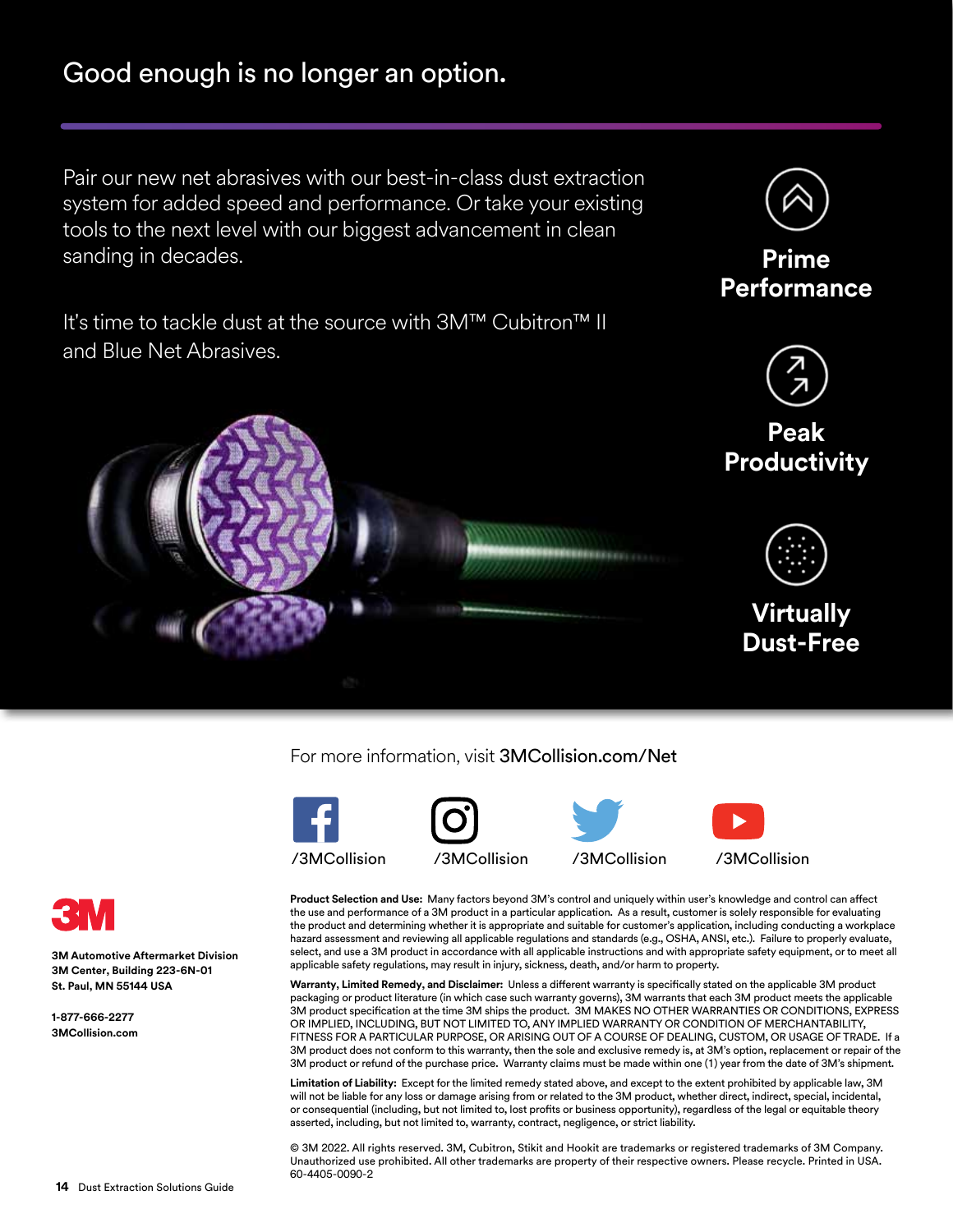# Good enough is no longer an option.

Pair our new net abrasives with our best-in-class dust extraction system for added speed and performance. Or take your existing tools to the next level with our biggest advancement in clean sanding in decades.

It's time to tackle dust at the source with 3M™ Cubitron™ II and Blue Net Abrasives.

**Prime Performance**

**Peak Productivity**

**Virtually Dust-Free**

For more information, visit **3MCollision.com/Net**

/3MCollision /3MCollision /3MCollision /3MCollision

**3M Automotive Aftermarket Division**
**3M Center, Building 223-6N-01**
**St. Paul, MN 55144 USA**

**1-877-666-2277**
**3MCollision.com**

**Product Selection and Use:** Many factors beyond 3M's control and uniquely within user's knowledge and control can affect the use and performance of a 3M product in a particular application. As a result, customer is solely responsible for evaluating the product and determining whether it is appropriate and suitable for customer's application, including conducting a workplace hazard assessment and reviewing all applicable regulations and standards (e.g., OSHA, ANSI, etc.). Failure to properly evaluate, select, and use a 3M product in accordance with all applicable instructions and with appropriate safety equipment, or to meet all applicable safety regulations, may result in injury, sickness, death, and/or harm to property.

**Warranty, Limited Remedy, and Disclaimer:** Unless a different warranty is specifically stated on the applicable 3M product packaging or product literature (in which case such warranty governs), 3M warrants that each 3M product meets the applicable 3M product specification at the time 3M ships the product. 3M MAKES NO OTHER WARRANTIES OR CONDITIONS, EXPRESS OR IMPLIED, INCLUDING, BUT NOT LIMITED TO, ANY IMPLIED WARRANTY OR CONDITION OF MERCHANTABILITY, FITNESS FOR A PARTICULAR PURPOSE, OR ARISING OUT OF A COURSE OF DEALING, CUSTOM, OR USAGE OF TRADE. If a 3M product does not conform to this warranty, then the sole and exclusive remedy is, at 3M's option, replacement or repair of the 3M product or refund of the purchase price. Warranty claims must be made within one (1) year from the date of 3M's shipment.

**Limitation of Liability:** Except for the limited remedy stated above, and except to the extent prohibited by applicable law, 3M will not be liable for any loss or damage arising from or related to the 3M product, whether direct, indirect, special, incidental, or consequential (including, but not limited to, lost profits or business opportunity), regardless of the legal or equitable theory asserted, including, but not limited to, warranty, contract, negligence, or strict liability.

© 3M 2022. All rights reserved. 3M, Cubitron, Stikit and Hookit are trademarks or registered trademarks of 3M Company. Unauthorized use prohibited. All other trademarks are property of their respective owners. Please recycle. Printed in USA. 60-4405-0090-2